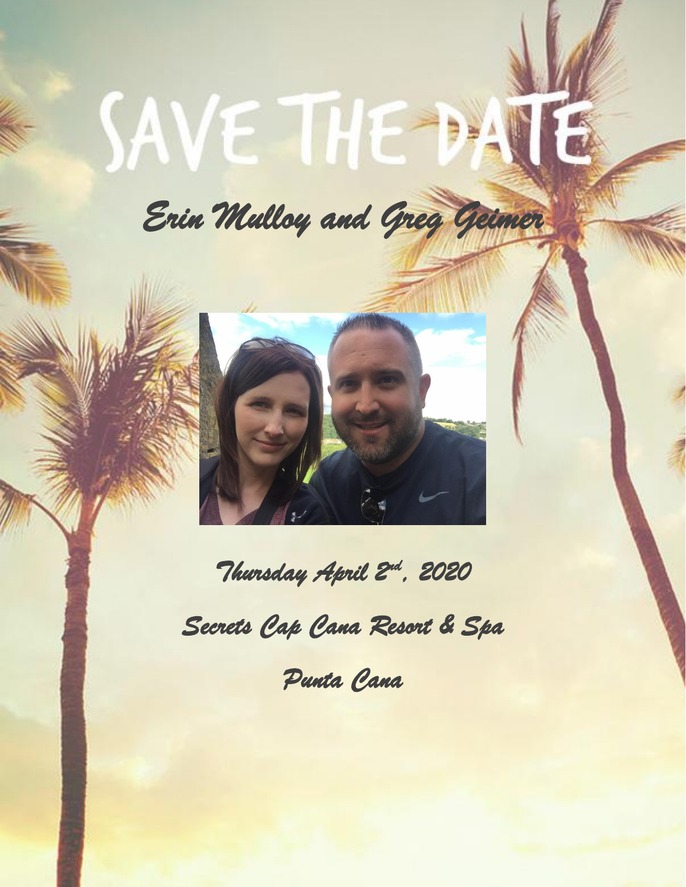# SAVE THE DATE

*Erin Mulloy and Greg Geimer*

*Thursday April 2nd, 2020*

*Secrets Cap Cana Resort & Spa*

*Punta Cana*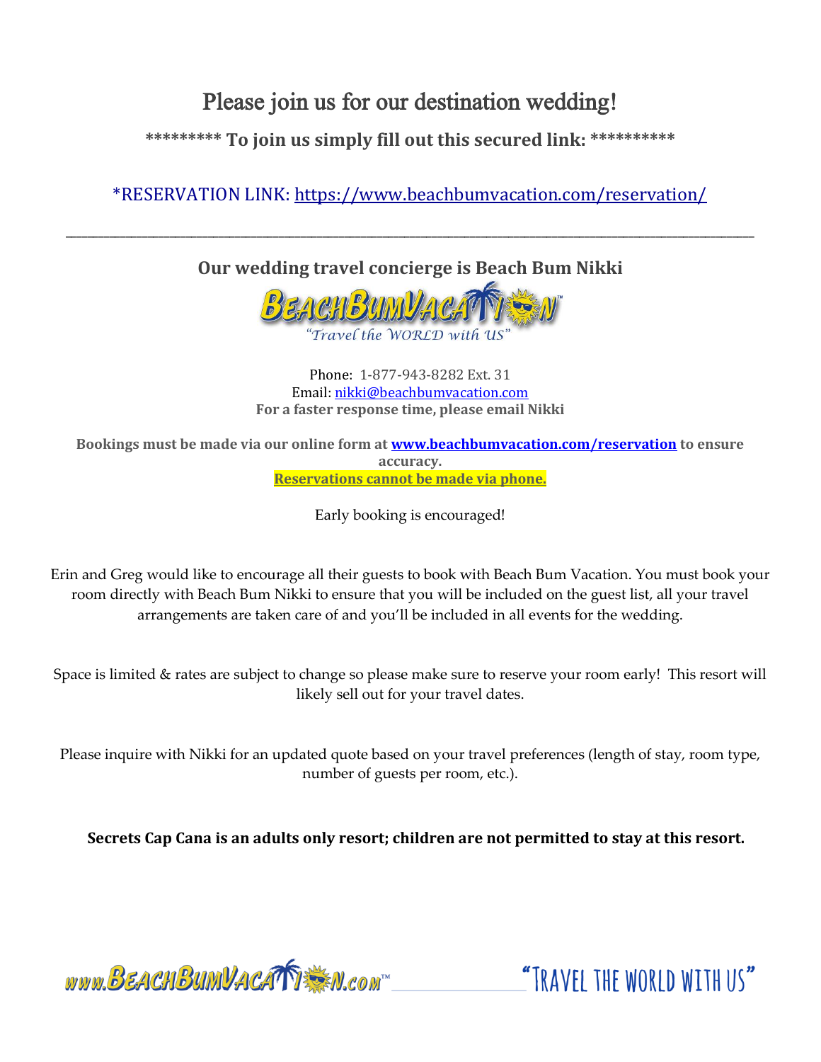# Please join us for our destination wedding!

**********\* To join us simply fill out this secured link: \*\*\*\*\*\*\*\*\*\***

*RESERVATION LINK: https://www.beachbumvacation.com/reservation/

---

**Our wedding travel concierge is Beach Bum Nikki**

BeachBumVacation™
"Travel the WORLD with US"

Phone: 1-877-943-8282 Ext. 31
Email: nikki@beachbumvacation.com
**For a faster response time, please email Nikki**

**Bookings must be made via our online form at www.beachbumvacation.com/reservation to ensure accuracy.**
**Reservations cannot be made via phone.**

Early booking is encouraged!

Erin and Greg would like to encourage all their guests to book with Beach Bum Vacation. You must book your room directly with Beach Bum Nikki to ensure that you will be included on the guest list, all your travel arrangements are taken care of and you'll be included in all events for the wedding.

Space is limited & rates are subject to change so please make sure to reserve your room early! This resort will likely sell out for your travel dates.

Please inquire with Nikki for an updated quote based on your travel preferences (length of stay, room type, number of guests per room, etc.).

**Secrets Cap Cana is an adults only resort; children are not permitted to stay at this resort.**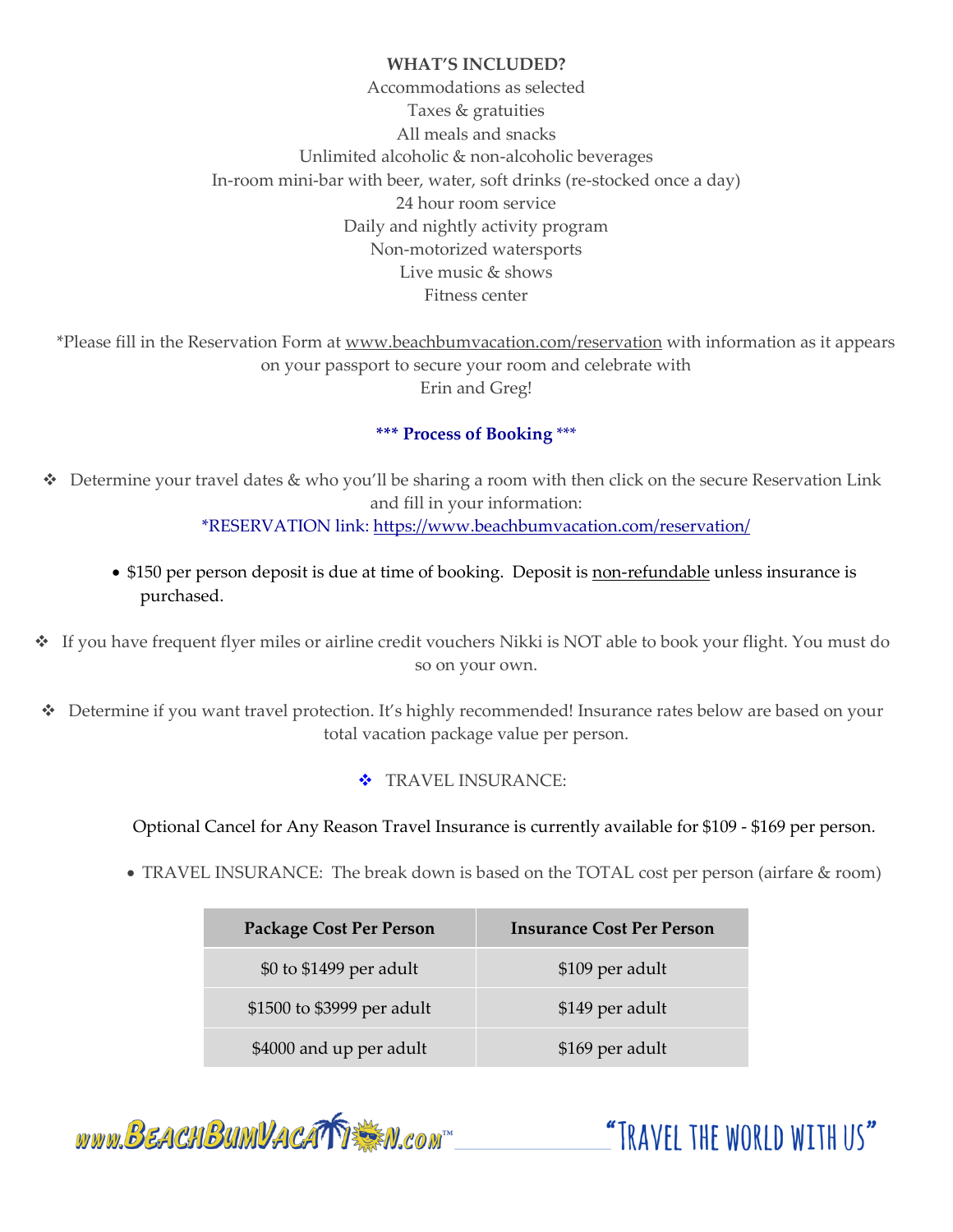**WHAT'S INCLUDED?**

Accommodations as selected
Taxes & gratuities
All meals and snacks
Unlimited alcoholic & non-alcoholic beverages
In-room mini-bar with beer, water, soft drinks (re-stocked once a day)
24 hour room service
Daily and nightly activity program
Non-motorized watersports
Live music & shows
Fitness center

*Please fill in the Reservation Form at www.beachbumvacation.com/reservation with information as it appears on your passport to secure your room and celebrate with Erin and Greg!

**\*\*\* Process of Booking \*\*\***

❖ Determine your travel dates & who you'll be sharing a room with then click on the secure Reservation Link and fill in your information:
*RESERVATION link: https://www.beachbumvacation.com/reservation/

- $150 per person deposit is due at time of booking. Deposit is non-refundable unless insurance is purchased.

❖ If you have frequent flyer miles or airline credit vouchers Nikki is NOT able to book your flight. You must do so on your own.

❖ Determine if you want travel protection. It's highly recommended! Insurance rates below are based on your total vacation package value per person.

❖ TRAVEL INSURANCE:

Optional Cancel for Any Reason Travel Insurance is currently available for $109 - $169 per person.

- TRAVEL INSURANCE: The break down is based on the TOTAL cost per person (airfare & room)

| Package Cost Per Person | Insurance Cost Per Person |
| --- | --- |
| $0 to $1499 per adult | $109 per adult |
| $1500 to $3999 per adult | $149 per adult |
| $4000 and up per adult | $169 per adult |

www.BeachBumVacation.com™ "Travel the world with us"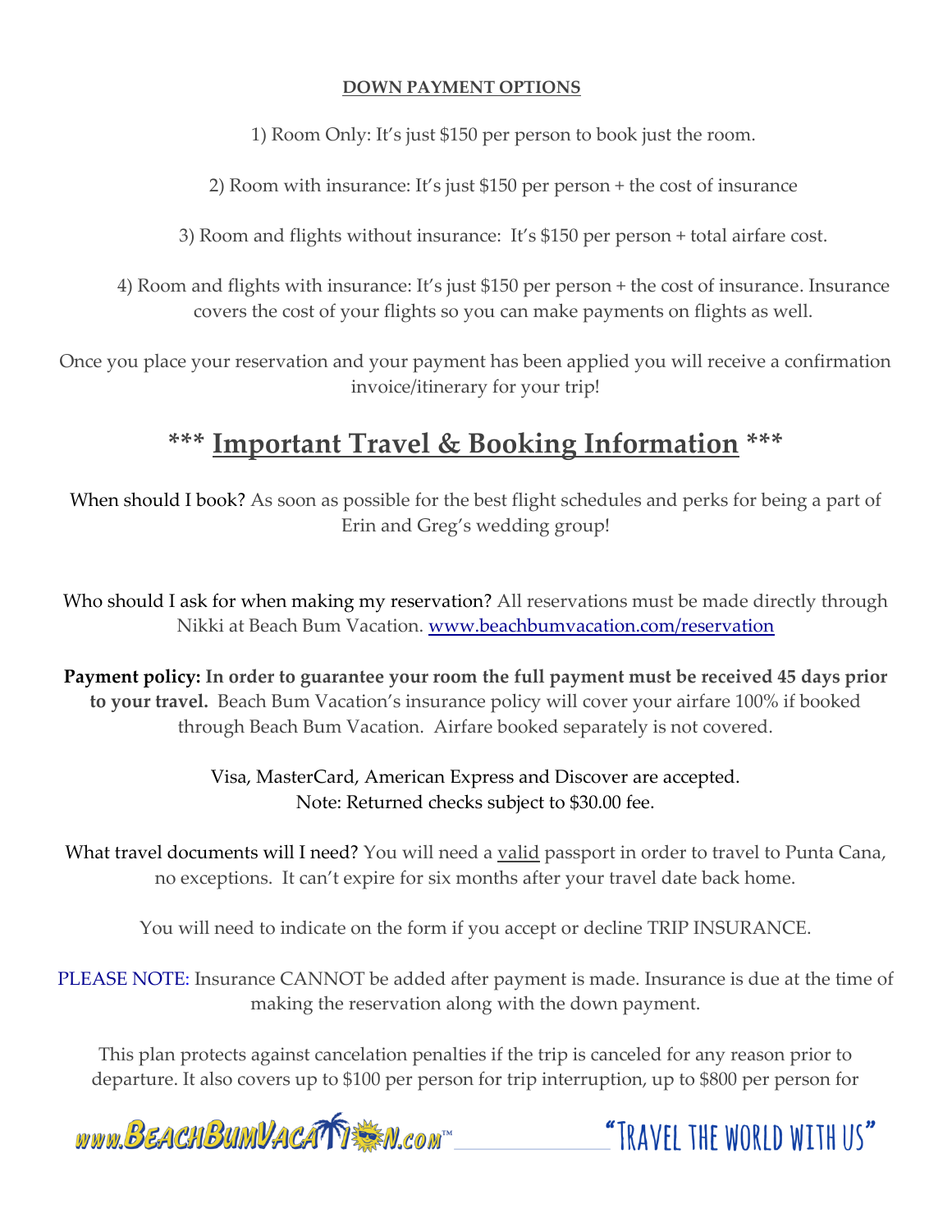**DOWN PAYMENT OPTIONS**

1) Room Only: It's just $150 per person to book just the room.

2) Room with insurance: It's just $150 per person + the cost of insurance

3) Room and flights without insurance: It's $150 per person + total airfare cost.

4) Room and flights with insurance: It's just $150 per person + the cost of insurance. Insurance covers the cost of your flights so you can make payments on flights as well.

Once you place your reservation and your payment has been applied you will receive a confirmation invoice/itinerary for your trip!

## *** Important Travel & Booking Information ***

When should I book? As soon as possible for the best flight schedules and perks for being a part of Erin and Greg's wedding group!

Who should I ask for when making my reservation? All reservations must be made directly through Nikki at Beach Bum Vacation. [www.beachbumvacation.com/reservation](www.beachbumvacation.com/reservation)

**Payment policy: In order to guarantee your room the full payment must be received 45 days prior to your travel.** Beach Bum Vacation's insurance policy will cover your airfare 100% if booked through Beach Bum Vacation. Airfare booked separately is not covered.

Visa, MasterCard, American Express and Discover are accepted.
Note: Returned checks subject to $30.00 fee.

What travel documents will I need? You will need a valid passport in order to travel to Punta Cana, no exceptions. It can't expire for six months after your travel date back home.

You will need to indicate on the form if you accept or decline TRIP INSURANCE.

PLEASE NOTE: Insurance CANNOT be added after payment is made. Insurance is due at the time of making the reservation along with the down payment.

This plan protects against cancelation penalties if the trip is canceled for any reason prior to departure. It also covers up to $100 per person for trip interruption, up to $800 per person for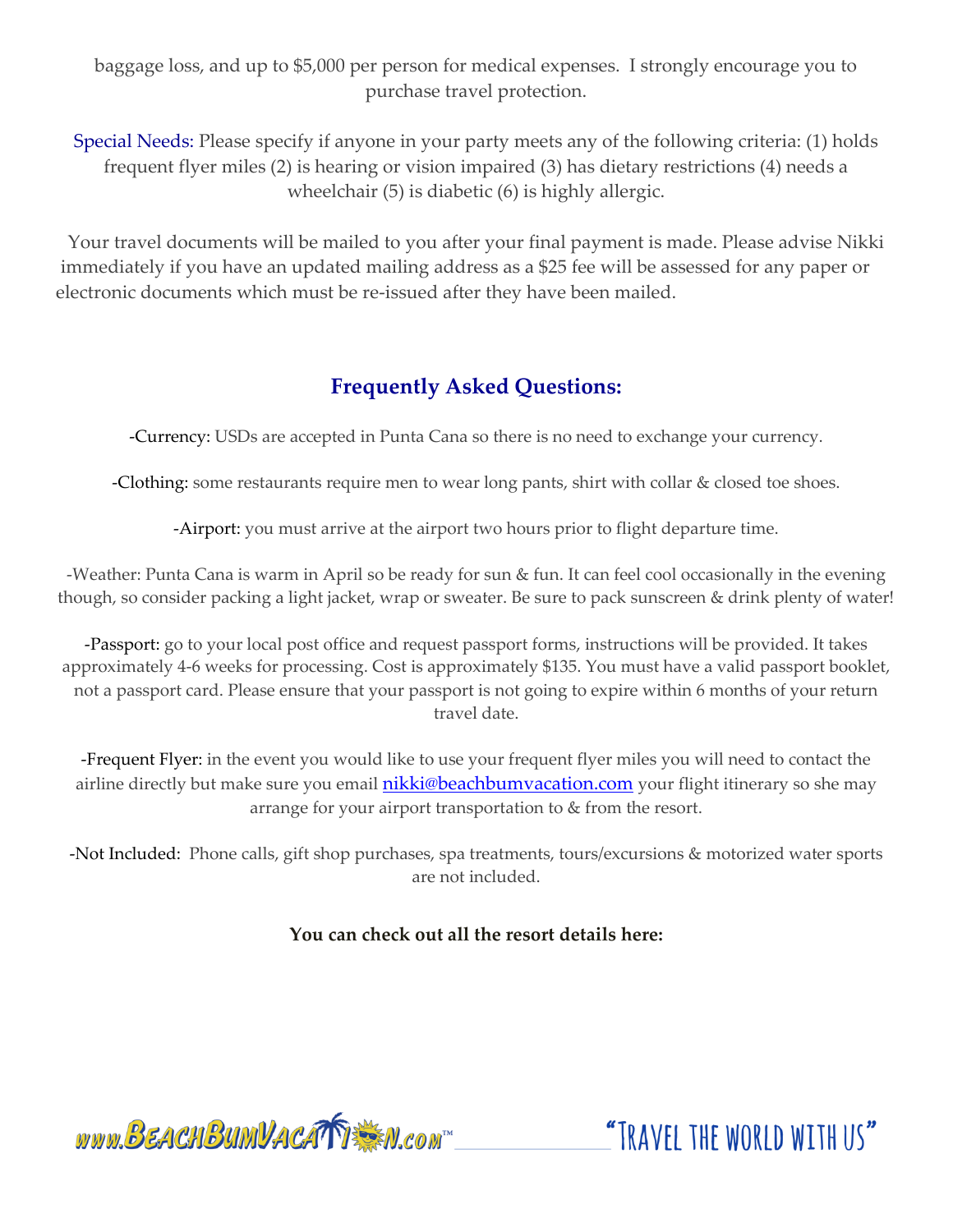baggage loss, and up to $5,000 per person for medical expenses. I strongly encourage you to purchase travel protection.

Special Needs: Please specify if anyone in your party meets any of the following criteria: (1) holds frequent flyer miles (2) is hearing or vision impaired (3) has dietary restrictions (4) needs a wheelchair (5) is diabetic (6) is highly allergic.

Your travel documents will be mailed to you after your final payment is made. Please advise Nikki immediately if you have an updated mailing address as a $25 fee will be assessed for any paper or electronic documents which must be re-issued after they have been mailed.

## Frequently Asked Questions:

-Currency: USDs are accepted in Punta Cana so there is no need to exchange your currency.

-Clothing: some restaurants require men to wear long pants, shirt with collar & closed toe shoes.

-Airport: you must arrive at the airport two hours prior to flight departure time.

-Weather: Punta Cana is warm in April so be ready for sun & fun. It can feel cool occasionally in the evening though, so consider packing a light jacket, wrap or sweater. Be sure to pack sunscreen & drink plenty of water!

-Passport: go to your local post office and request passport forms, instructions will be provided. It takes approximately 4-6 weeks for processing. Cost is approximately $135. You must have a valid passport booklet, not a passport card. Please ensure that your passport is not going to expire within 6 months of your return travel date.

-Frequent Flyer: in the event you would like to use your frequent flyer miles you will need to contact the airline directly but make sure you email nikki@beachbumvacation.com your flight itinerary so she may arrange for your airport transportation to & from the resort.

-Not Included: Phone calls, gift shop purchases, spa treatments, tours/excursions & motorized water sports are not included.

**You can check out all the resort details here:**

www.BEACHBUMVACATION.com™ "Travel the world with us"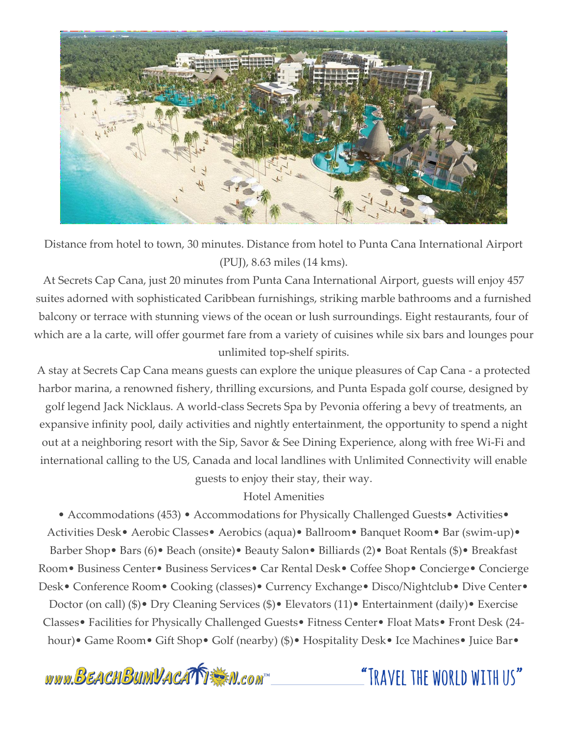Distance from hotel to town, 30 minutes. Distance from hotel to Punta Cana International Airport (PUJ), 8.63 miles (14 kms).

At Secrets Cap Cana, just 20 minutes from Punta Cana International Airport, guests will enjoy 457 suites adorned with sophisticated Caribbean furnishings, striking marble bathrooms and a furnished balcony or terrace with stunning views of the ocean or lush surroundings. Eight restaurants, four of which are a la carte, will offer gourmet fare from a variety of cuisines while six bars and lounges pour unlimited top-shelf spirits.

A stay at Secrets Cap Cana means guests can explore the unique pleasures of Cap Cana - a protected harbor marina, a renowned fishery, thrilling excursions, and Punta Espada golf course, designed by golf legend Jack Nicklaus. A world-class Secrets Spa by Pevonia offering a bevy of treatments, an expansive infinity pool, daily activities and nightly entertainment, the opportunity to spend a night out at a neighboring resort with the Sip, Savor & See Dining Experience, along with free Wi-Fi and international calling to the US, Canada and local landlines with Unlimited Connectivity will enable guests to enjoy their stay, their way.

Hotel Amenities

• Accommodations (453) • Accommodations for Physically Challenged Guests• Activities• Activities Desk• Aerobic Classes• Aerobics (aqua)• Ballroom• Banquet Room• Bar (swim-up)• Barber Shop• Bars (6)• Beach (onsite)• Beauty Salon• Billiards (2)• Boat Rentals ($)• Breakfast Room• Business Center• Business Services• Car Rental Desk• Coffee Shop• Concierge• Concierge Desk• Conference Room• Cooking (classes)• Currency Exchange• Disco/Nightclub• Dive Center• Doctor (on call) ($)• Dry Cleaning Services ($)• Elevators (11)• Entertainment (daily)• Exercise Classes• Facilities for Physically Challenged Guests• Fitness Center• Float Mats• Front Desk (24-hour)• Game Room• Gift Shop• Golf (nearby) ($)• Hospitality Desk• Ice Machines• Juice Bar•

www.BeachBumVacation.com™ "Travel the world with us"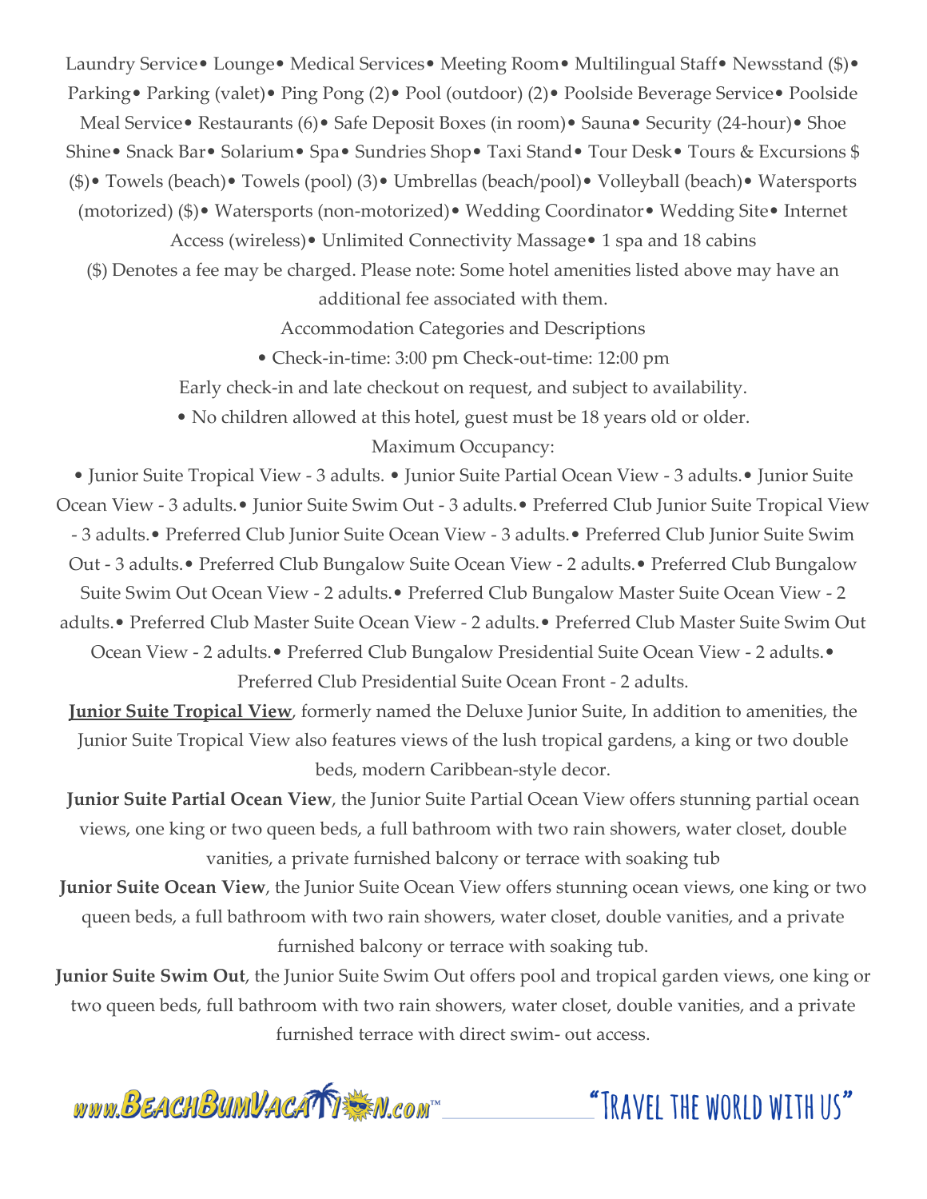Laundry Service• Lounge• Medical Services• Meeting Room• Multilingual Staff• Newsstand ($)• Parking• Parking (valet)• Ping Pong (2)• Pool (outdoor) (2)• Poolside Beverage Service• Poolside Meal Service• Restaurants (6)• Safe Deposit Boxes (in room)• Sauna• Security (24-hour)• Shoe Shine• Snack Bar• Solarium• Spa• Sundries Shop• Taxi Stand• Tour Desk• Tours & Excursions $ ($)• Towels (beach)• Towels (pool) (3)• Umbrellas (beach/pool)• Volleyball (beach)• Watersports (motorized) ($)• Watersports (non-motorized)• Wedding Coordinator• Wedding Site• Internet Access (wireless)• Unlimited Connectivity Massage• 1 spa and 18 cabins

($) Denotes a fee may be charged. Please note: Some hotel amenities listed above may have an additional fee associated with them.

Accommodation Categories and Descriptions

• Check-in-time: 3:00 pm Check-out-time: 12:00 pm

Early check-in and late checkout on request, and subject to availability.

• No children allowed at this hotel, guest must be 18 years old or older.

Maximum Occupancy:

• Junior Suite Tropical View - 3 adults. • Junior Suite Partial Ocean View - 3 adults.• Junior Suite Ocean View - 3 adults.• Junior Suite Swim Out - 3 adults.• Preferred Club Junior Suite Tropical View - 3 adults.• Preferred Club Junior Suite Ocean View - 3 adults.• Preferred Club Junior Suite Swim Out - 3 adults.• Preferred Club Bungalow Suite Ocean View - 2 adults.• Preferred Club Bungalow Suite Swim Out Ocean View - 2 adults.• Preferred Club Bungalow Master Suite Ocean View - 2 adults.• Preferred Club Master Suite Ocean View - 2 adults.• Preferred Club Master Suite Swim Out Ocean View - 2 adults.• Preferred Club Bungalow Presidential Suite Ocean View - 2 adults.• Preferred Club Presidential Suite Ocean Front - 2 adults.

**Junior Suite Tropical View**, formerly named the Deluxe Junior Suite, In addition to amenities, the Junior Suite Tropical View also features views of the lush tropical gardens, a king or two double beds, modern Caribbean-style decor.

**Junior Suite Partial Ocean View**, the Junior Suite Partial Ocean View offers stunning partial ocean views, one king or two queen beds, a full bathroom with two rain showers, water closet, double vanities, a private furnished balcony or terrace with soaking tub

**Junior Suite Ocean View**, the Junior Suite Ocean View offers stunning ocean views, one king or two queen beds, a full bathroom with two rain showers, water closet, double vanities, and a private furnished balcony or terrace with soaking tub.

**Junior Suite Swim Out**, the Junior Suite Swim Out offers pool and tropical garden views, one king or two queen beds, full bathroom with two rain showers, water closet, double vanities, and a private furnished terrace with direct swim- out access.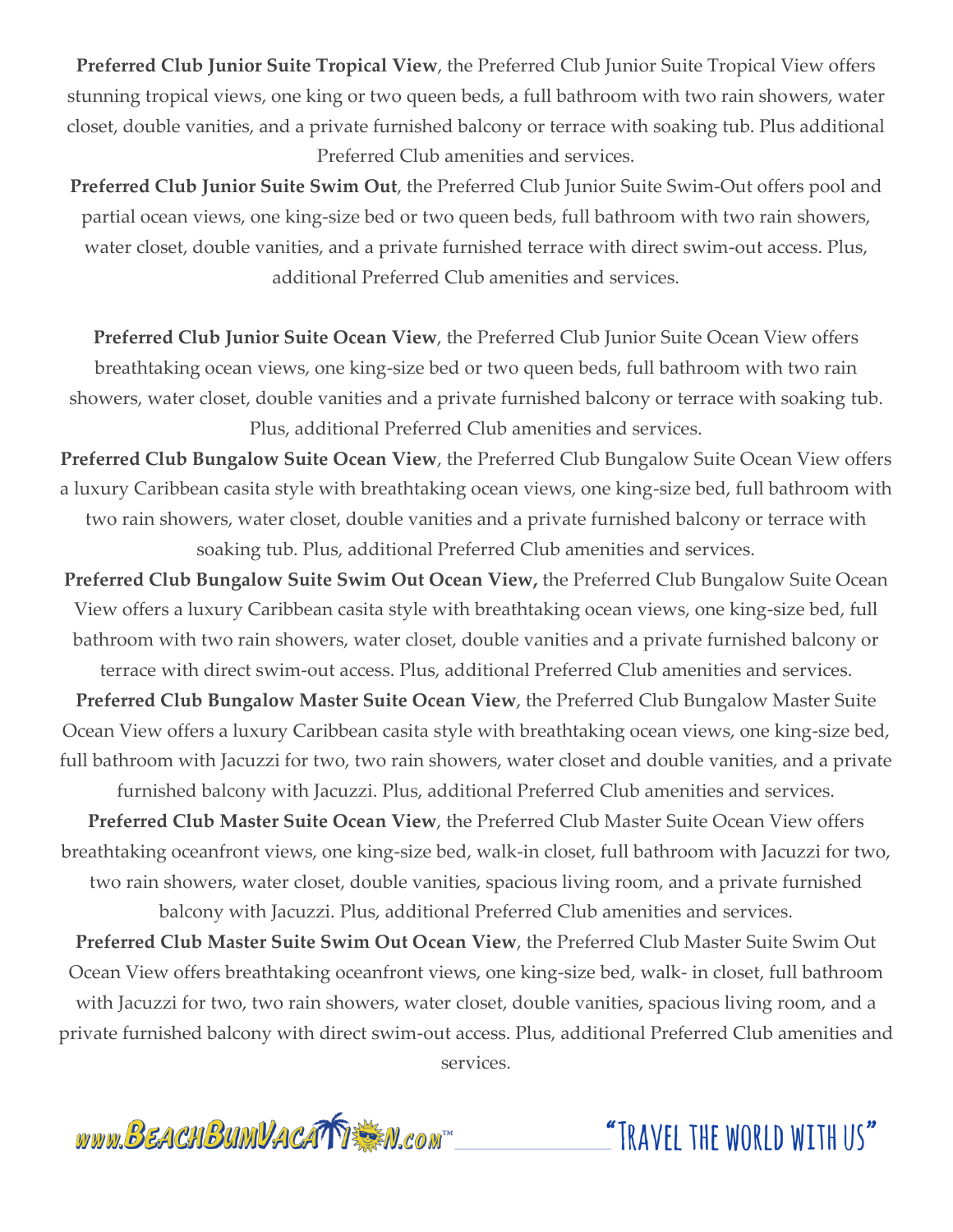**Preferred Club Junior Suite Tropical View**, the Preferred Club Junior Suite Tropical View offers stunning tropical views, one king or two queen beds, a full bathroom with two rain showers, water closet, double vanities, and a private furnished balcony or terrace with soaking tub. Plus additional Preferred Club amenities and services.

**Preferred Club Junior Suite Swim Out**, the Preferred Club Junior Suite Swim-Out offers pool and partial ocean views, one king-size bed or two queen beds, full bathroom with two rain showers, water closet, double vanities, and a private furnished terrace with direct swim-out access. Plus, additional Preferred Club amenities and services.

**Preferred Club Junior Suite Ocean View**, the Preferred Club Junior Suite Ocean View offers breathtaking ocean views, one king-size bed or two queen beds, full bathroom with two rain showers, water closet, double vanities and a private furnished balcony or terrace with soaking tub. Plus, additional Preferred Club amenities and services.

**Preferred Club Bungalow Suite Ocean View**, the Preferred Club Bungalow Suite Ocean View offers a luxury Caribbean casita style with breathtaking ocean views, one king-size bed, full bathroom with two rain showers, water closet, double vanities and a private furnished balcony or terrace with soaking tub. Plus, additional Preferred Club amenities and services.

**Preferred Club Bungalow Suite Swim Out Ocean View,** the Preferred Club Bungalow Suite Ocean View offers a luxury Caribbean casita style with breathtaking ocean views, one king-size bed, full bathroom with two rain showers, water closet, double vanities and a private furnished balcony or terrace with direct swim-out access. Plus, additional Preferred Club amenities and services.

**Preferred Club Bungalow Master Suite Ocean View**, the Preferred Club Bungalow Master Suite Ocean View offers a luxury Caribbean casita style with breathtaking ocean views, one king-size bed, full bathroom with Jacuzzi for two, two rain showers, water closet and double vanities, and a private furnished balcony with Jacuzzi. Plus, additional Preferred Club amenities and services.

**Preferred Club Master Suite Ocean View**, the Preferred Club Master Suite Ocean View offers breathtaking oceanfront views, one king-size bed, walk-in closet, full bathroom with Jacuzzi for two, two rain showers, water closet, double vanities, spacious living room, and a private furnished balcony with Jacuzzi. Plus, additional Preferred Club amenities and services.

**Preferred Club Master Suite Swim Out Ocean View**, the Preferred Club Master Suite Swim Out Ocean View offers breathtaking oceanfront views, one king-size bed, walk- in closet, full bathroom with Jacuzzi for two, two rain showers, water closet, double vanities, spacious living room, and a private furnished balcony with direct swim-out access. Plus, additional Preferred Club amenities and services.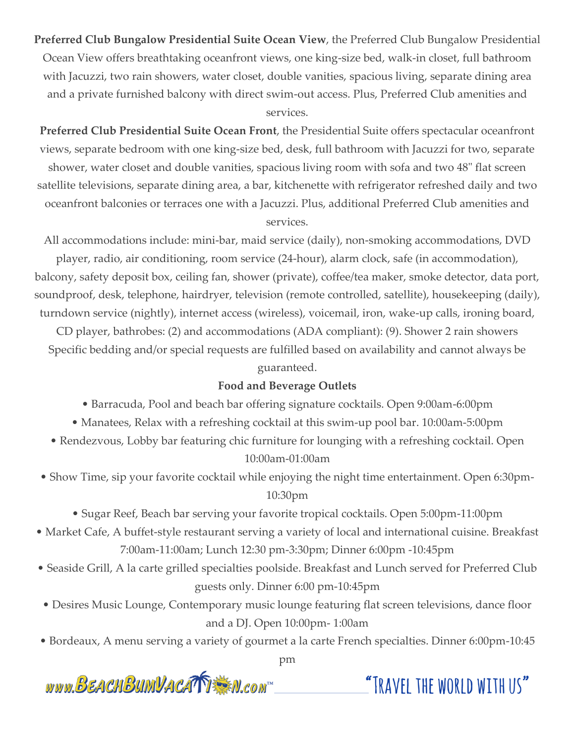**Preferred Club Bungalow Presidential Suite Ocean View**, the Preferred Club Bungalow Presidential Ocean View offers breathtaking oceanfront views, one king-size bed, walk-in closet, full bathroom with Jacuzzi, two rain showers, water closet, double vanities, spacious living, separate dining area and a private furnished balcony with direct swim-out access. Plus, Preferred Club amenities and services.

**Preferred Club Presidential Suite Ocean Front**, the Presidential Suite offers spectacular oceanfront views, separate bedroom with one king-size bed, desk, full bathroom with Jacuzzi for two, separate shower, water closet and double vanities, spacious living room with sofa and two 48" flat screen satellite televisions, separate dining area, a bar, kitchenette with refrigerator refreshed daily and two oceanfront balconies or terraces one with a Jacuzzi. Plus, additional Preferred Club amenities and services.

All accommodations include: mini-bar, maid service (daily), non-smoking accommodations, DVD player, radio, air conditioning, room service (24-hour), alarm clock, safe (in accommodation), balcony, safety deposit box, ceiling fan, shower (private), coffee/tea maker, smoke detector, data port, soundproof, desk, telephone, hairdryer, television (remote controlled, satellite), housekeeping (daily), turndown service (nightly), internet access (wireless), voicemail, iron, wake-up calls, ironing board, CD player, bathrobes: (2) and accommodations (ADA compliant): (9). Shower 2 rain showers Specific bedding and/or special requests are fulfilled based on availability and cannot always be guaranteed.

**Food and Beverage Outlets**

- Barracuda, Pool and beach bar offering signature cocktails. Open 9:00am-6:00pm
- Manatees, Relax with a refreshing cocktail at this swim-up pool bar. 10:00am-5:00pm
- Rendezvous, Lobby bar featuring chic furniture for lounging with a refreshing cocktail. Open 10:00am-01:00am
- Show Time, sip your favorite cocktail while enjoying the night time entertainment. Open 6:30pm-10:30pm
- Sugar Reef, Beach bar serving your favorite tropical cocktails. Open 5:00pm-11:00pm
- Market Cafe, A buffet-style restaurant serving a variety of local and international cuisine. Breakfast 7:00am-11:00am; Lunch 12:30 pm-3:30pm; Dinner 6:00pm -10:45pm
- Seaside Grill, A la carte grilled specialties poolside. Breakfast and Lunch served for Preferred Club guests only. Dinner 6:00 pm-10:45pm
- Desires Music Lounge, Contemporary music lounge featuring flat screen televisions, dance floor and a DJ. Open 10:00pm- 1:00am
- Bordeaux, A menu serving a variety of gourmet a la carte French specialties. Dinner 6:00pm-10:45 pm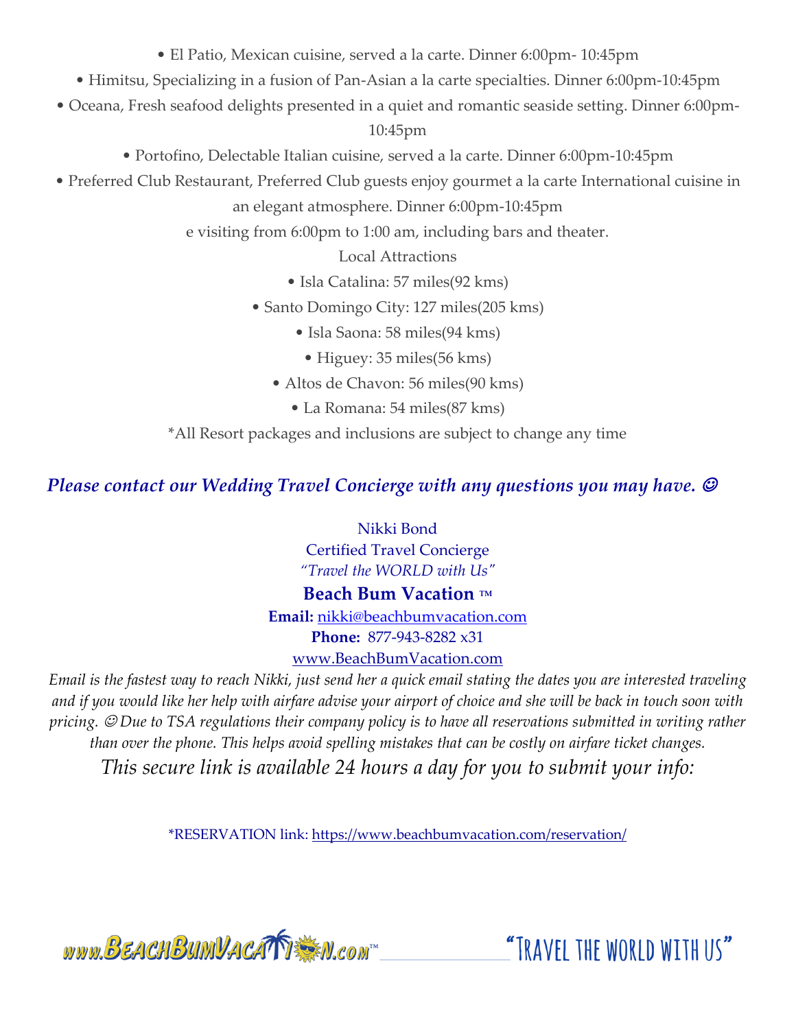- El Patio, Mexican cuisine, served a la carte. Dinner 6:00pm- 10:45pm
- Himitsu, Specializing in a fusion of Pan-Asian a la carte specialties. Dinner 6:00pm-10:45pm
- Oceana, Fresh seafood delights presented in a quiet and romantic seaside setting. Dinner 6:00pm-10:45pm
- Portofino, Delectable Italian cuisine, served a la carte. Dinner 6:00pm-10:45pm
- Preferred Club Restaurant, Preferred Club guests enjoy gourmet a la carte International cuisine in an elegant atmosphere. Dinner 6:00pm-10:45pm

e visiting from 6:00pm to 1:00 am, including bars and theater.

Local Attractions

- Isla Catalina: 57 miles(92 kms)
- Santo Domingo City: 127 miles(205 kms)
- Isla Saona: 58 miles(94 kms)
- Higuey: 35 miles(56 kms)
- Altos de Chavon: 56 miles(90 kms)
- La Romana: 54 miles(87 kms)

*All Resort packages and inclusions are subject to change any time

***Please contact our Wedding Travel Concierge with any questions you may have. ☺***

Nikki Bond
Certified Travel Concierge
*"Travel the WORLD with Us"*
**Beach Bum Vacation ™**
**Email:** nikki@beachbumvacation.com
**Phone:** 877-943-8282 x31
www.BeachBumVacation.com

*Email is the fastest way to reach Nikki, just send her a quick email stating the dates you are interested traveling and if you would like her help with airfare advise your airport of choice and she will be back in touch soon with pricing. ☺Due to TSA regulations their company policy is to have all reservations submitted in writing rather than over the phone. This helps avoid spelling mistakes that can be costly on airfare ticket changes.*

*This secure link is available 24 hours a day for you to submit your info:*

*RESERVATION link: https://www.beachbumvacation.com/reservation/

www.BeachBumVacation.com™ "Travel the world with us"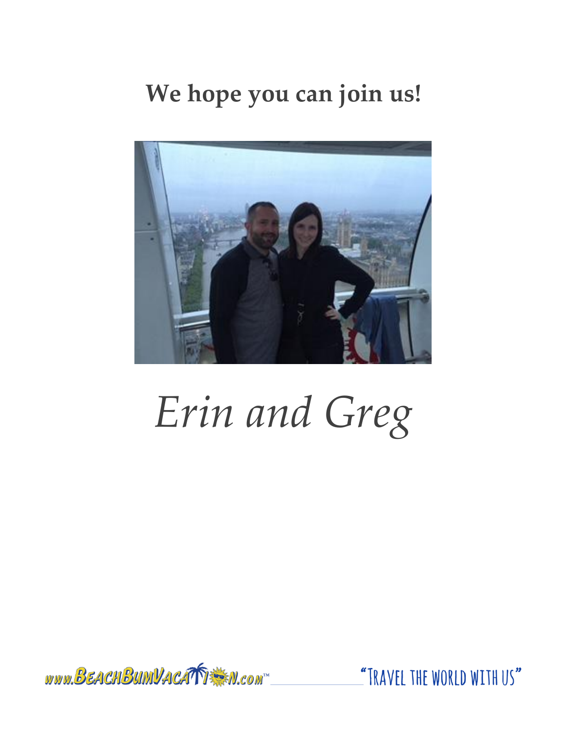**We hope you can join us!**

*Erin and Greg*